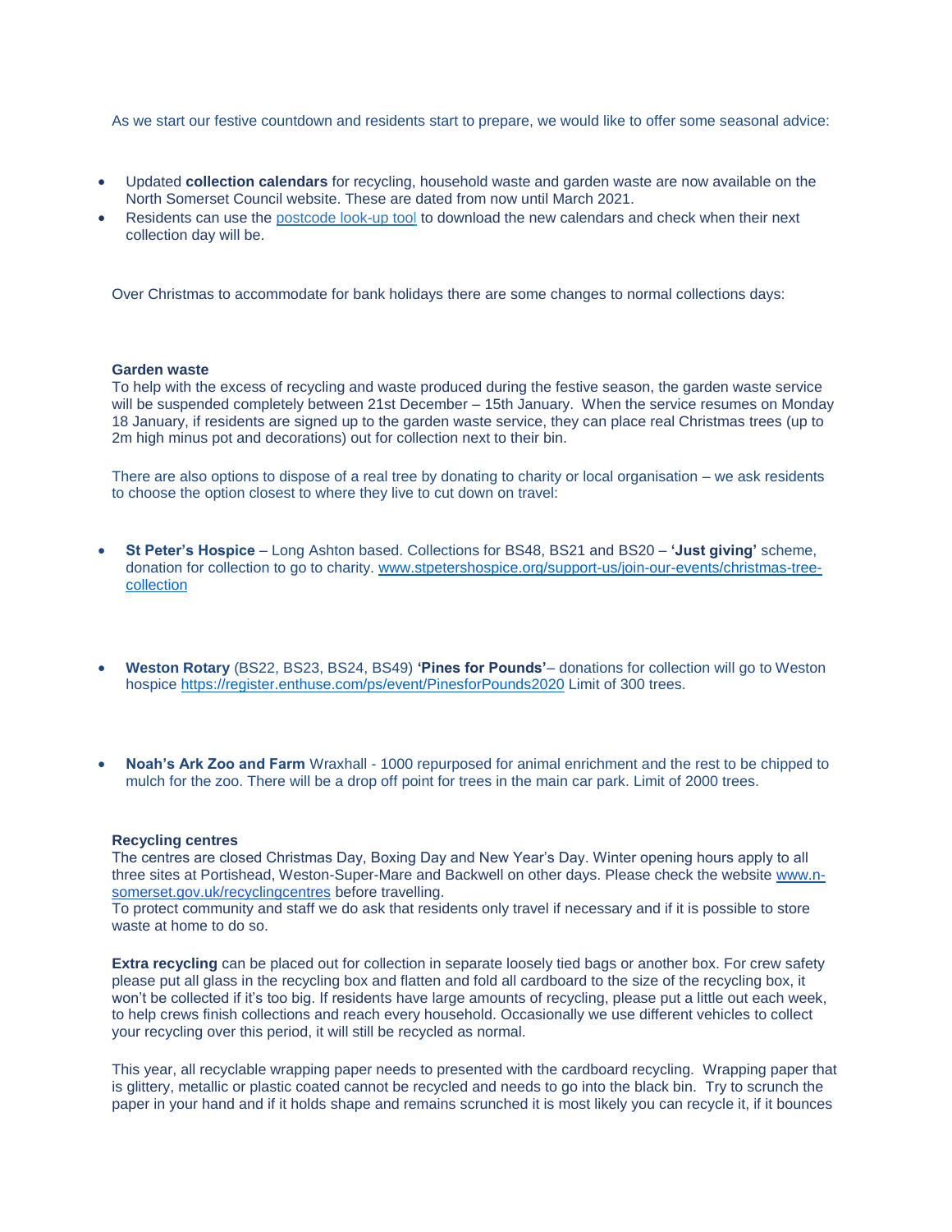As we start our festive countdown and residents start to prepare, we would like to offer some seasonal advice:

- Updated **collection calendars** for recycling, household waste and garden waste are now available on the North Somerset Council website. These are dated from now until March 2021.
- Residents can use the [postcode look-up tool](postcode look-up tool) to download the new calendars and check when their next collection day will be.

Over Christmas to accommodate for bank holidays there are some changes to normal collections days:

**Garden waste**
To help with the excess of recycling and waste produced during the festive season, the garden waste service will be suspended completely between 21st December – 15th January. When the service resumes on Monday 18 January, if residents are signed up to the garden waste service, they can place real Christmas trees (up to 2m high minus pot and decorations) out for collection next to their bin.

There are also options to dispose of a real tree by donating to charity or local organisation – we ask residents to choose the option closest to where they live to cut down on travel:

- **St Peter's Hospice** – Long Ashton based. Collections for BS48, BS21 and BS20 – **'Just giving'** scheme, donation for collection to go to charity. www.stpetershospice.org/support-us/join-our-events/christmas-tree-collection

- **Weston Rotary** (BS22, BS23, BS24, BS49) **'Pines for Pounds'**– donations for collection will go to Weston hospice https://register.enthuse.com/ps/event/PinesforPounds2020 Limit of 300 trees.

- **Noah's Ark Zoo and Farm** Wraxhall - 1000 repurposed for animal enrichment and the rest to be chipped to mulch for the zoo. There will be a drop off point for trees in the main car park. Limit of 2000 trees.

**Recycling centres**
The centres are closed Christmas Day, Boxing Day and New Year's Day. Winter opening hours apply to all three sites at Portishead, Weston-Super-Mare and Backwell on other days. Please check the website www.n-somerset.gov.uk/recyclingcentres before travelling.
To protect community and staff we do ask that residents only travel if necessary and if it is possible to store waste at home to do so.

**Extra recycling** can be placed out for collection in separate loosely tied bags or another box. For crew safety please put all glass in the recycling box and flatten and fold all cardboard to the size of the recycling box, it won't be collected if it's too big. If residents have large amounts of recycling, please put a little out each week, to help crews finish collections and reach every household. Occasionally we use different vehicles to collect your recycling over this period, it will still be recycled as normal.

This year, all recyclable wrapping paper needs to presented with the cardboard recycling. Wrapping paper that is glittery, metallic or plastic coated cannot be recycled and needs to go into the black bin. Try to scrunch the paper in your hand and if it holds shape and remains scrunched it is most likely you can recycle it, if it bounces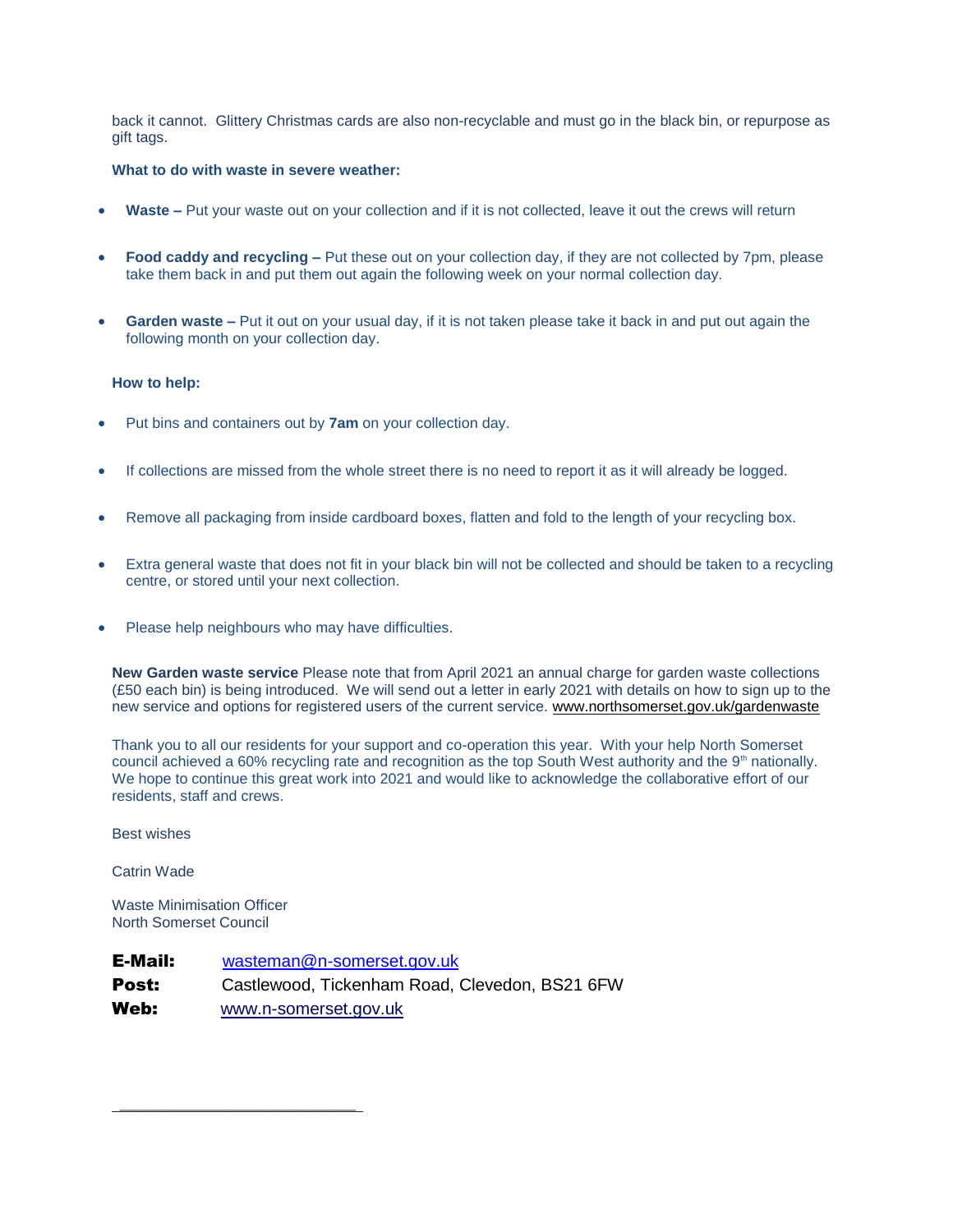back it cannot. Glittery Christmas cards are also non-recyclable and must go in the black bin, or repurpose as gift tags.

**What to do with waste in severe weather:**

- **Waste –** Put your waste out on your collection and if it is not collected, leave it out the crews will return
- **Food caddy and recycling –** Put these out on your collection day, if they are not collected by 7pm, please take them back in and put them out again the following week on your normal collection day.
- **Garden waste –** Put it out on your usual day, if it is not taken please take it back in and put out again the following month on your collection day.

**How to help:**

- Put bins and containers out by **7am** on your collection day.
- If collections are missed from the whole street there is no need to report it as it will already be logged.
- Remove all packaging from inside cardboard boxes, flatten and fold to the length of your recycling box.
- Extra general waste that does not fit in your black bin will not be collected and should be taken to a recycling centre, or stored until your next collection.
- Please help neighbours who may have difficulties.

**New Garden waste service** Please note that from April 2021 an annual charge for garden waste collections (£50 each bin) is being introduced. We will send out a letter in early 2021 with details on how to sign up to the new service and options for registered users of the current service. www.northsomerset.gov.uk/gardenwaste

Thank you to all our residents for your support and co-operation this year. With your help North Somerset council achieved a 60% recycling rate and recognition as the top South West authority and the 9th nationally. We hope to continue this great work into 2021 and would like to acknowledge the collaborative effort of our residents, staff and crews.

Best wishes

Catrin Wade

Waste Minimisation Officer
North Somerset Council

**E-Mail:** wasteman@n-somerset.gov.uk
**Post:** Castlewood, Tickenham Road, Clevedon, BS21 6FW
**Web:** www.n-somerset.gov.uk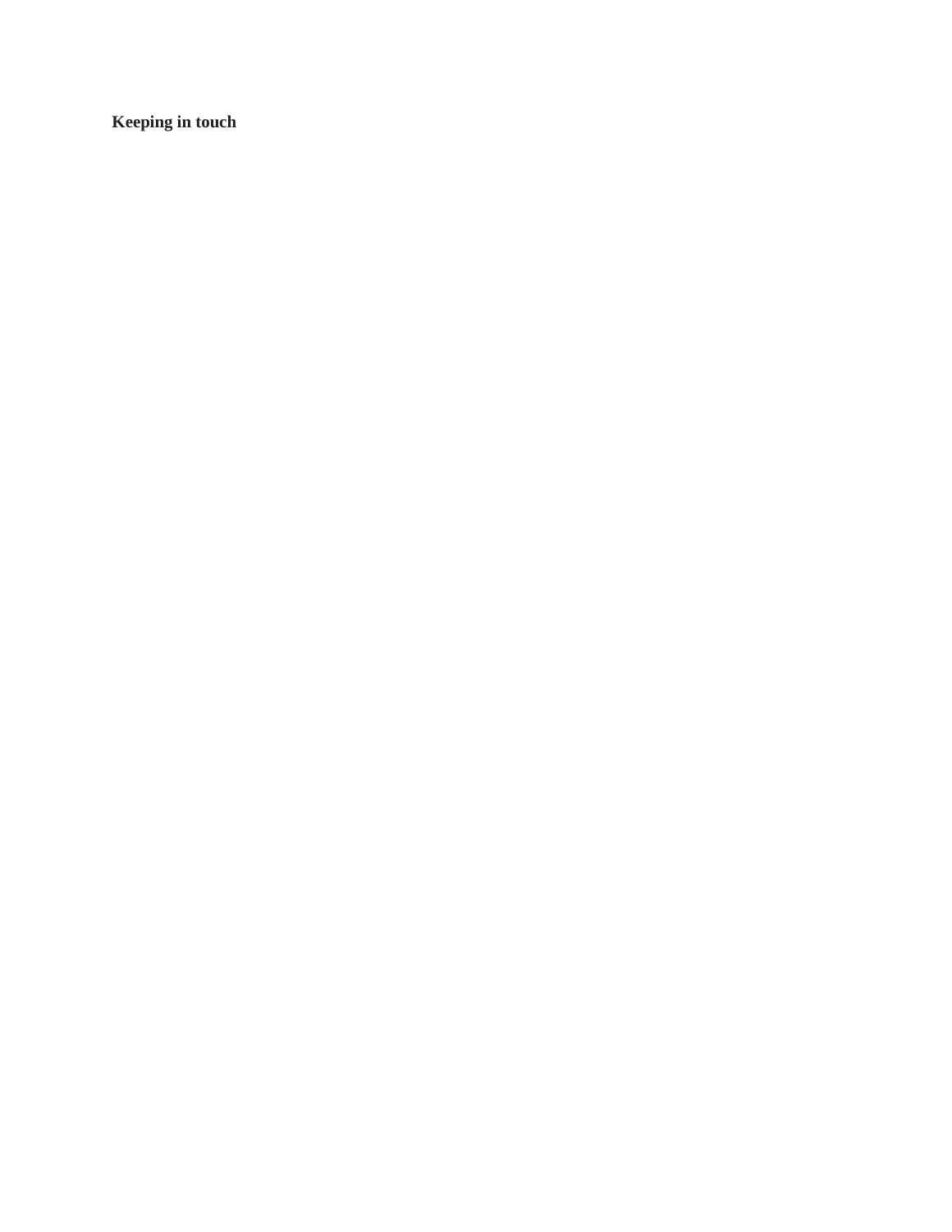**Keeping in touch**